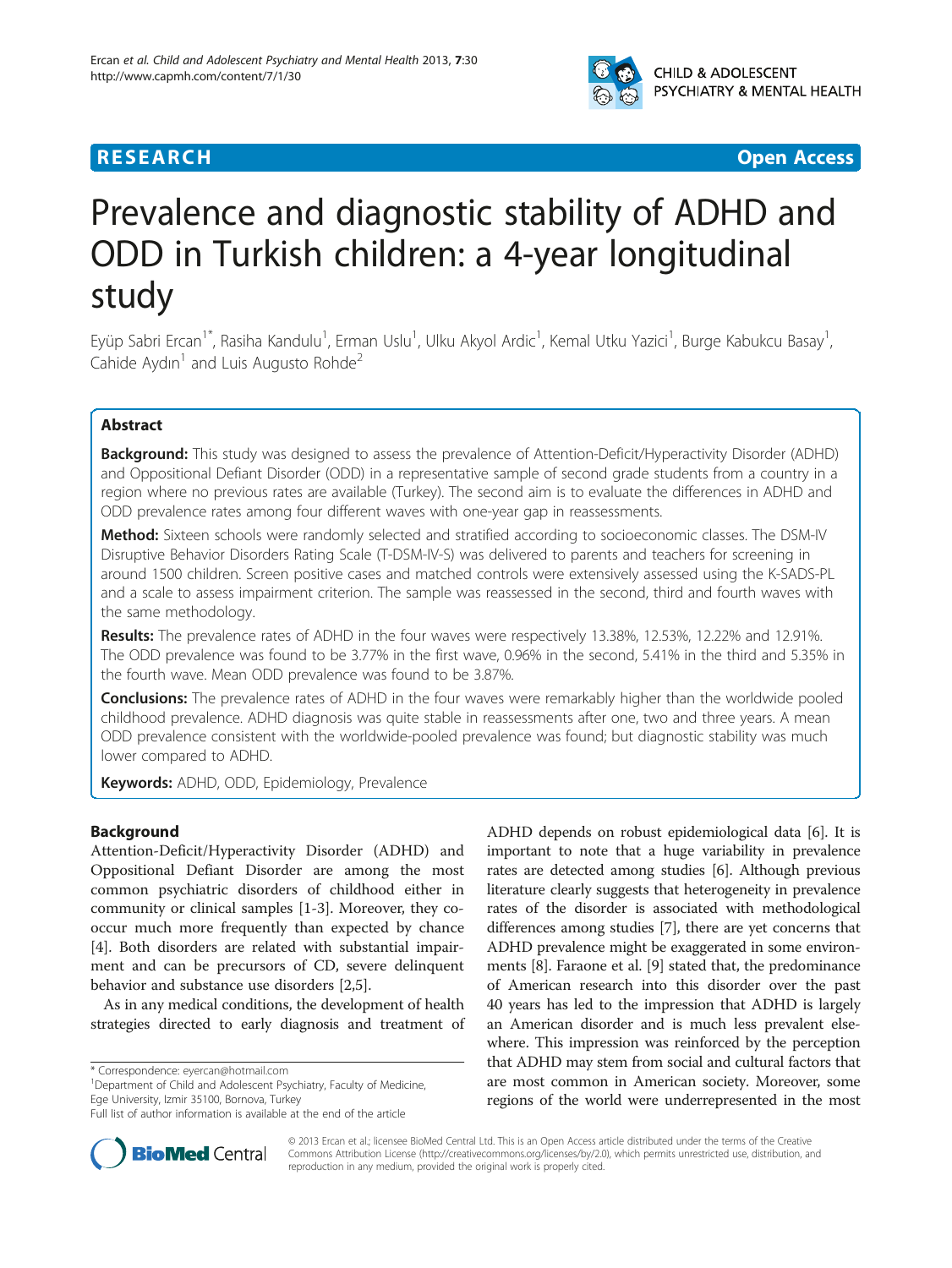RESEARCH Open Access

# Prevalence and diagnostic stability of ADHD and ODD in Turkish children: a 4-year longitudinal study

Eyüp Sabri Ercan[1*], Rasiha Kandulu[1], Erman Uslu[1], Ulku Akyol Ardic[1], Kemal Utku Yazici[1], Burge Kabukcu Basay[1], Cahide Aydın[1] and Luis Augusto Rohde[2]

## Abstract

**Background:** This study was designed to assess the prevalence of Attention-Deficit/Hyperactivity Disorder (ADHD) and Oppositional Defiant Disorder (ODD) in a representative sample of second grade students from a country in a region where no previous rates are available (Turkey). The second aim is to evaluate the differences in ADHD and ODD prevalence rates among four different waves with one-year gap in reassessments.

**Method:** Sixteen schools were randomly selected and stratified according to socioeconomic classes. The DSM-IV Disruptive Behavior Disorders Rating Scale (T-DSM-IV-S) was delivered to parents and teachers for screening in around 1500 children. Screen positive cases and matched controls were extensively assessed using the K-SADS-PL and a scale to assess impairment criterion. The sample was reassessed in the second, third and fourth waves with the same methodology.

**Results:** The prevalence rates of ADHD in the four waves were respectively 13.38%, 12.53%, 12.22% and 12.91%. The ODD prevalence was found to be 3.77% in the first wave, 0.96% in the second, 5.41% in the third and 5.35% in the fourth wave. Mean ODD prevalence was found to be 3.87%.

**Conclusions:** The prevalence rates of ADHD in the four waves were remarkably higher than the worldwide pooled childhood prevalence. ADHD diagnosis was quite stable in reassessments after one, two and three years. A mean ODD prevalence consistent with the worldwide-pooled prevalence was found; but diagnostic stability was much lower compared to ADHD.

**Keywords:** ADHD, ODD, Epidemiology, Prevalence

## Background

Attention-Deficit/Hyperactivity Disorder (ADHD) and Oppositional Defiant Disorder are among the most common psychiatric disorders of childhood either in community or clinical samples [1-3]. Moreover, they co-occur much more frequently than expected by chance [4]. Both disorders are related with substantial impairment and can be precursors of CD, severe delinquent behavior and substance use disorders [2,5].

As in any medical conditions, the development of health strategies directed to early diagnosis and treatment of ADHD depends on robust epidemiological data [6]. It is important to note that a huge variability in prevalence rates are detected among studies [6]. Although previous literature clearly suggests that heterogeneity in prevalence rates of the disorder is associated with methodological differences among studies [7], there are yet concerns that ADHD prevalence might be exaggerated in some environments [8]. Faraone et al. [9] stated that, the predominance of American research into this disorder over the past 40 years has led to the impression that ADHD is largely an American disorder and is much less prevalent elsewhere. This impression was reinforced by the perception that ADHD may stem from social and cultural factors that are most common in American society. Moreover, some regions of the world were underrepresented in the most

\* Correspondence: eyercan@hotmail.com
[1]Department of Child and Adolescent Psychiatry, Faculty of Medicine, Ege University, Izmir 35100, Bornova, Turkey
Full list of author information is available at the end of the article

© 2013 Ercan et al.; licensee BioMed Central Ltd. This is an Open Access article distributed under the terms of the Creative Commons Attribution License (http://creativecommons.org/licenses/by/2.0), which permits unrestricted use, distribution, and reproduction in any medium, provided the original work is properly cited.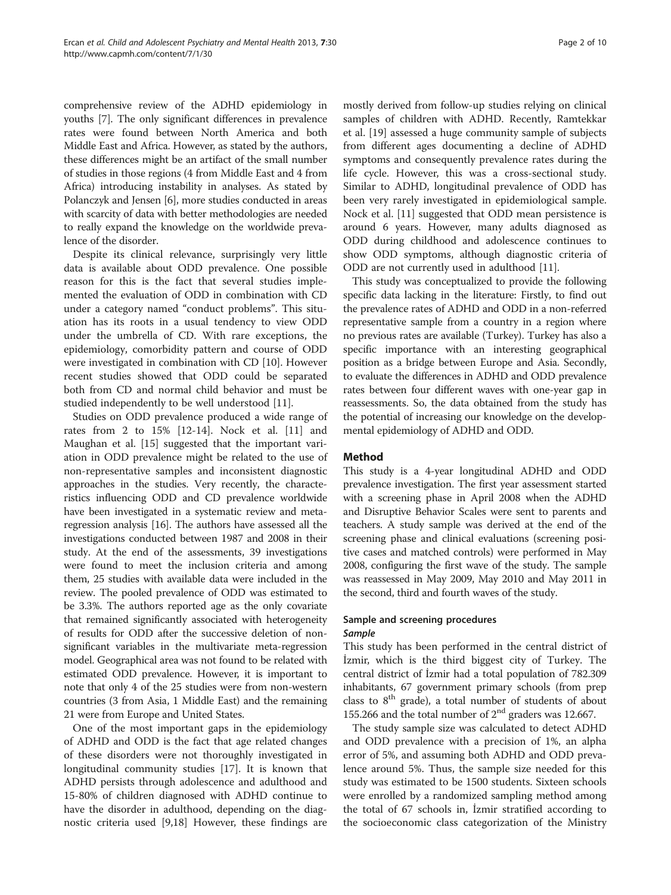comprehensive review of the ADHD epidemiology in youths [7]. The only significant differences in prevalence rates were found between North America and both Middle East and Africa. However, as stated by the authors, these differences might be an artifact of the small number of studies in those regions (4 from Middle East and 4 from Africa) introducing instability in analyses. As stated by Polanczyk and Jensen [6], more studies conducted in areas with scarcity of data with better methodologies are needed to really expand the knowledge on the worldwide prevalence of the disorder.

Despite its clinical relevance, surprisingly very little data is available about ODD prevalence. One possible reason for this is the fact that several studies implemented the evaluation of ODD in combination with CD under a category named "conduct problems". This situation has its roots in a usual tendency to view ODD under the umbrella of CD. With rare exceptions, the epidemiology, comorbidity pattern and course of ODD were investigated in combination with CD [10]. However recent studies showed that ODD could be separated both from CD and normal child behavior and must be studied independently to be well understood [11].

Studies on ODD prevalence produced a wide range of rates from 2 to 15% [12-14]. Nock et al. [11] and Maughan et al. [15] suggested that the important variation in ODD prevalence might be related to the use of non-representative samples and inconsistent diagnostic approaches in the studies. Very recently, the characteristics influencing ODD and CD prevalence worldwide have been investigated in a systematic review and meta-regression analysis [16]. The authors have assessed all the investigations conducted between 1987 and 2008 in their study. At the end of the assessments, 39 investigations were found to meet the inclusion criteria and among them, 25 studies with available data were included in the review. The pooled prevalence of ODD was estimated to be 3.3%. The authors reported age as the only covariate that remained significantly associated with heterogeneity of results for ODD after the successive deletion of non-significant variables in the multivariate meta-regression model. Geographical area was not found to be related with estimated ODD prevalence. However, it is important to note that only 4 of the 25 studies were from non-western countries (3 from Asia, 1 Middle East) and the remaining 21 were from Europe and United States.

One of the most important gaps in the epidemiology of ADHD and ODD is the fact that age related changes of these disorders were not thoroughly investigated in longitudinal community studies [17]. It is known that ADHD persists through adolescence and adulthood and 15-80% of children diagnosed with ADHD continue to have the disorder in adulthood, depending on the diagnostic criteria used [9,18] However, these findings are mostly derived from follow-up studies relying on clinical samples of children with ADHD. Recently, Ramtekkar et al. [19] assessed a huge community sample of subjects from different ages documenting a decline of ADHD symptoms and consequently prevalence rates during the life cycle. However, this was a cross-sectional study. Similar to ADHD, longitudinal prevalence of ODD has been very rarely investigated in epidemiological sample. Nock et al. [11] suggested that ODD mean persistence is around 6 years. However, many adults diagnosed as ODD during childhood and adolescence continues to show ODD symptoms, although diagnostic criteria of ODD are not currently used in adulthood [11].

This study was conceptualized to provide the following specific data lacking in the literature: Firstly, to find out the prevalence rates of ADHD and ODD in a non-referred representative sample from a country in a region where no previous rates are available (Turkey). Turkey has also a specific importance with an interesting geographical position as a bridge between Europe and Asia. Secondly, to evaluate the differences in ADHD and ODD prevalence rates between four different waves with one-year gap in reassessments. So, the data obtained from the study has the potential of increasing our knowledge on the developmental epidemiology of ADHD and ODD.

## Method

This study is a 4-year longitudinal ADHD and ODD prevalence investigation. The first year assessment started with a screening phase in April 2008 when the ADHD and Disruptive Behavior Scales were sent to parents and teachers. A study sample was derived at the end of the screening phase and clinical evaluations (screening positive cases and matched controls) were performed in May 2008, configuring the first wave of the study. The sample was reassessed in May 2009, May 2010 and May 2011 in the second, third and fourth waves of the study.

### Sample and screening procedures

#### *Sample*

This study has been performed in the central district of İzmir, which is the third biggest city of Turkey. The central district of İzmir had a total population of 782.309 inhabitants, 67 government primary schools (from prep class to 8th grade), a total number of students of about 155.266 and the total number of 2nd graders was 12.667.

The study sample size was calculated to detect ADHD and ODD prevalence with a precision of 1%, an alpha error of 5%, and assuming both ADHD and ODD prevalence around 5%. Thus, the sample size needed for this study was estimated to be 1500 students. Sixteen schools were enrolled by a randomized sampling method among the total of 67 schools in, İzmir stratified according to the socioeconomic class categorization of the Ministry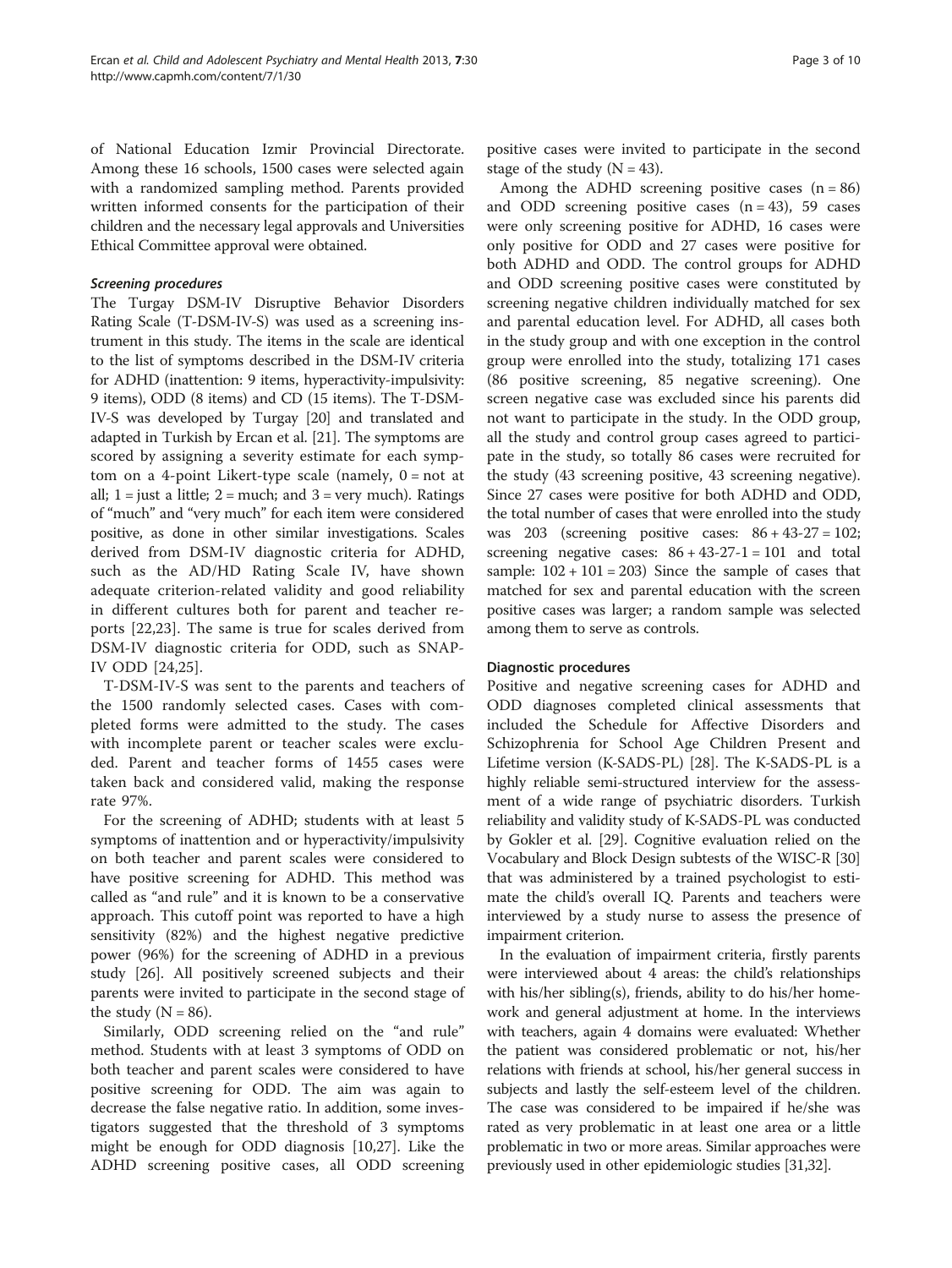of National Education Izmir Provincial Directorate. Among these 16 schools, 1500 cases were selected again with a randomized sampling method. Parents provided written informed consents for the participation of their children and the necessary legal approvals and Universities Ethical Committee approval were obtained.

### *Screening procedures*

The Turgay DSM-IV Disruptive Behavior Disorders Rating Scale (T-DSM-IV-S) was used as a screening instrument in this study. The items in the scale are identical to the list of symptoms described in the DSM-IV criteria for ADHD (inattention: 9 items, hyperactivity-impulsivity: 9 items), ODD (8 items) and CD (15 items). The T-DSM-IV-S was developed by Turgay [20] and translated and adapted in Turkish by Ercan et al. [21]. The symptoms are scored by assigning a severity estimate for each symptom on a 4-point Likert-type scale (namely, 0 = not at all; 1 = just a little; 2 = much; and 3 = very much). Ratings of "much" and "very much" for each item were considered positive, as done in other similar investigations. Scales derived from DSM-IV diagnostic criteria for ADHD, such as the AD/HD Rating Scale IV, have shown adequate criterion-related validity and good reliability in different cultures both for parent and teacher reports [22,23]. The same is true for scales derived from DSM-IV diagnostic criteria for ODD, such as SNAP-IV ODD [24,25].

T-DSM-IV-S was sent to the parents and teachers of the 1500 randomly selected cases. Cases with completed forms were admitted to the study. The cases with incomplete parent or teacher scales were excluded. Parent and teacher forms of 1455 cases were taken back and considered valid, making the response rate 97%.

For the screening of ADHD; students with at least 5 symptoms of inattention and or hyperactivity/impulsivity on both teacher and parent scales were considered to have positive screening for ADHD. This method was called as "and rule" and it is known to be a conservative approach. This cutoff point was reported to have a high sensitivity (82%) and the highest negative predictive power (96%) for the screening of ADHD in a previous study [26]. All positively screened subjects and their parents were invited to participate in the second stage of the study (N = 86).

Similarly, ODD screening relied on the "and rule" method. Students with at least 3 symptoms of ODD on both teacher and parent scales were considered to have positive screening for ODD. The aim was again to decrease the false negative ratio. In addition, some investigators suggested that the threshold of 3 symptoms might be enough for ODD diagnosis [10,27]. Like the ADHD screening positive cases, all ODD screening positive cases were invited to participate in the second stage of the study (N = 43).

Among the ADHD screening positive cases (n = 86) and ODD screening positive cases (n = 43), 59 cases were only screening positive for ADHD, 16 cases were only positive for ODD and 27 cases were positive for both ADHD and ODD. The control groups for ADHD and ODD screening positive cases were constituted by screening negative children individually matched for sex and parental education level. For ADHD, all cases both in the study group and with one exception in the control group were enrolled into the study, totalizing 171 cases (86 positive screening, 85 negative screening). One screen negative case was excluded since his parents did not want to participate in the study. In the ODD group, all the study and control group cases agreed to participate in the study, so totally 86 cases were recruited for the study (43 screening positive, 43 screening negative). Since 27 cases were positive for both ADHD and ODD, the total number of cases that were enrolled into the study was 203 (screening positive cases: 86 + 43-27 = 102; screening negative cases: 86 + 43-27-1 = 101 and total sample: 102 + 101 = 203) Since the sample of cases that matched for sex and parental education with the screen positive cases was larger; a random sample was selected among them to serve as controls.

### Diagnostic procedures

Positive and negative screening cases for ADHD and ODD diagnoses completed clinical assessments that included the Schedule for Affective Disorders and Schizophrenia for School Age Children Present and Lifetime version (K-SADS-PL) [28]. The K-SADS-PL is a highly reliable semi-structured interview for the assessment of a wide range of psychiatric disorders. Turkish reliability and validity study of K-SADS-PL was conducted by Gokler et al. [29]. Cognitive evaluation relied on the Vocabulary and Block Design subtests of the WISC-R [30] that was administered by a trained psychologist to estimate the child's overall IQ. Parents and teachers were interviewed by a study nurse to assess the presence of impairment criterion.

In the evaluation of impairment criteria, firstly parents were interviewed about 4 areas: the child's relationships with his/her sibling(s), friends, ability to do his/her homework and general adjustment at home. In the interviews with teachers, again 4 domains were evaluated: Whether the patient was considered problematic or not, his/her relations with friends at school, his/her general success in subjects and lastly the self-esteem level of the children. The case was considered to be impaired if he/she was rated as very problematic in at least one area or a little problematic in two or more areas. Similar approaches were previously used in other epidemiologic studies [31,32].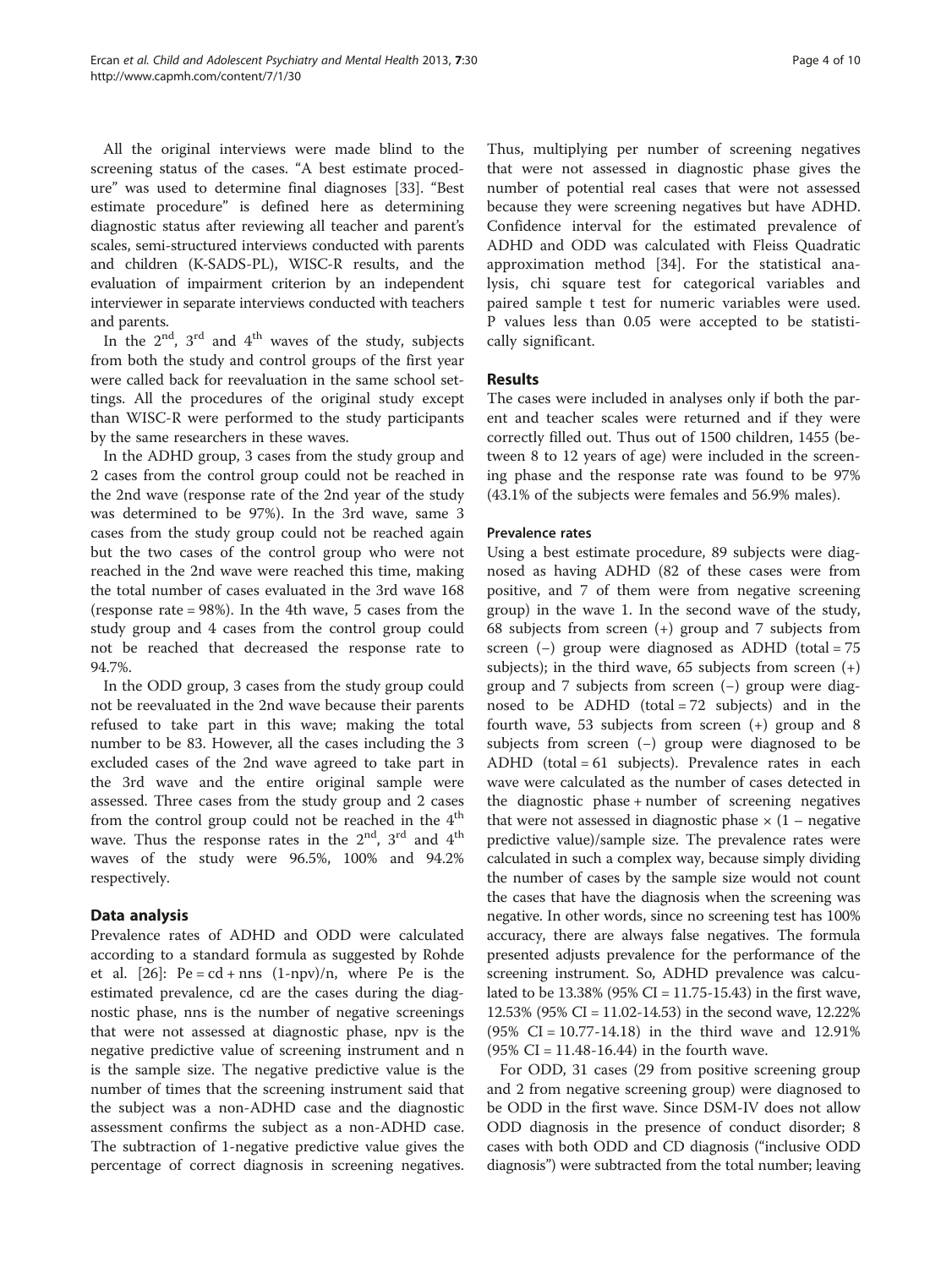All the original interviews were made blind to the screening status of the cases. "A best estimate procedure" was used to determine final diagnoses [33]. "Best estimate procedure" is defined here as determining diagnostic status after reviewing all teacher and parent's scales, semi-structured interviews conducted with parents and children (K-SADS-PL), WISC-R results, and the evaluation of impairment criterion by an independent interviewer in separate interviews conducted with teachers and parents.

In the $2^{nd}$, $3^{rd}$ and $4^{th}$ waves of the study, subjects from both the study and control groups of the first year were called back for reevaluation in the same school settings. All the procedures of the original study except than WISC-R were performed to the study participants by the same researchers in these waves.

In the ADHD group, 3 cases from the study group and 2 cases from the control group could not be reached in the 2nd wave (response rate of the 2nd year of the study was determined to be 97%). In the 3rd wave, same 3 cases from the study group could not be reached again but the two cases of the control group who were not reached in the 2nd wave were reached this time, making the total number of cases evaluated in the 3rd wave 168 (response rate = 98%). In the 4th wave, 5 cases from the study group and 4 cases from the control group could not be reached that decreased the response rate to 94.7%.

In the ODD group, 3 cases from the study group could not be reevaluated in the 2nd wave because their parents refused to take part in this wave; making the total number to be 83. However, all the cases including the 3 excluded cases of the 2nd wave agreed to take part in the 3rd wave and the entire original sample were assessed. Three cases from the study group and 2 cases from the control group could not be reached in the $4^{th}$ wave. Thus the response rates in the $2^{nd}$, $3^{rd}$ and $4^{th}$ waves of the study were 96.5%, 100% and 94.2% respectively.

## Data analysis

Prevalence rates of ADHD and ODD were calculated according to a standard formula as suggested by Rohde et al. [26]: $Pe = cd + nns\ (1\text{-}npv)/n$, where Pe is the estimated prevalence, cd are the cases during the diagnostic phase, nns is the number of negative screenings that were not assessed at diagnostic phase, npv is the negative predictive value of screening instrument and n is the sample size. The negative predictive value is the number of times that the screening instrument said that the subject was a non-ADHD case and the diagnostic assessment confirms the subject as a non-ADHD case. The subtraction of 1-negative predictive value gives the percentage of correct diagnosis in screening negatives. Thus, multiplying per number of screening negatives that were not assessed in diagnostic phase gives the number of potential real cases that were not assessed because they were screening negatives but have ADHD. Confidence interval for the estimated prevalence of ADHD and ODD was calculated with Fleiss Quadratic approximation method [34]. For the statistical analysis, chi square test for categorical variables and paired sample t test for numeric variables were used. P values less than 0.05 were accepted to be statistically significant.

## Results

The cases were included in analyses only if both the parent and teacher scales were returned and if they were correctly filled out. Thus out of 1500 children, 1455 (between 8 to 12 years of age) were included in the screening phase and the response rate was found to be 97% (43.1% of the subjects were females and 56.9% males).

### Prevalence rates

Using a best estimate procedure, 89 subjects were diagnosed as having ADHD (82 of these cases were from positive, and 7 of them were from negative screening group) in the wave 1. In the second wave of the study, 68 subjects from screen (+) group and 7 subjects from screen (−) group were diagnosed as ADHD (total = 75 subjects); in the third wave, 65 subjects from screen (+) group and 7 subjects from screen (−) group were diagnosed to be ADHD (total = 72 subjects) and in the fourth wave, 53 subjects from screen (+) group and 8 subjects from screen (−) group were diagnosed to be ADHD (total = 61 subjects). Prevalence rates in each wave were calculated as the number of cases detected in the diagnostic phase + number of screening negatives that were not assessed in diagnostic phase × (1 − negative predictive value)/sample size. The prevalence rates were calculated in such a complex way, because simply dividing the number of cases by the sample size would not count the cases that have the diagnosis when the screening was negative. In other words, since no screening test has 100% accuracy, there are always false negatives. The formula presented adjusts prevalence for the performance of the screening instrument. So, ADHD prevalence was calculated to be 13.38% (95% CI = 11.75-15.43) in the first wave, 12.53% (95% CI = 11.02-14.53) in the second wave, 12.22% (95% CI = 10.77-14.18) in the third wave and 12.91% (95% CI = 11.48-16.44) in the fourth wave.

For ODD, 31 cases (29 from positive screening group and 2 from negative screening group) were diagnosed to be ODD in the first wave. Since DSM-IV does not allow ODD diagnosis in the presence of conduct disorder; 8 cases with both ODD and CD diagnosis ("inclusive ODD diagnosis") were subtracted from the total number; leaving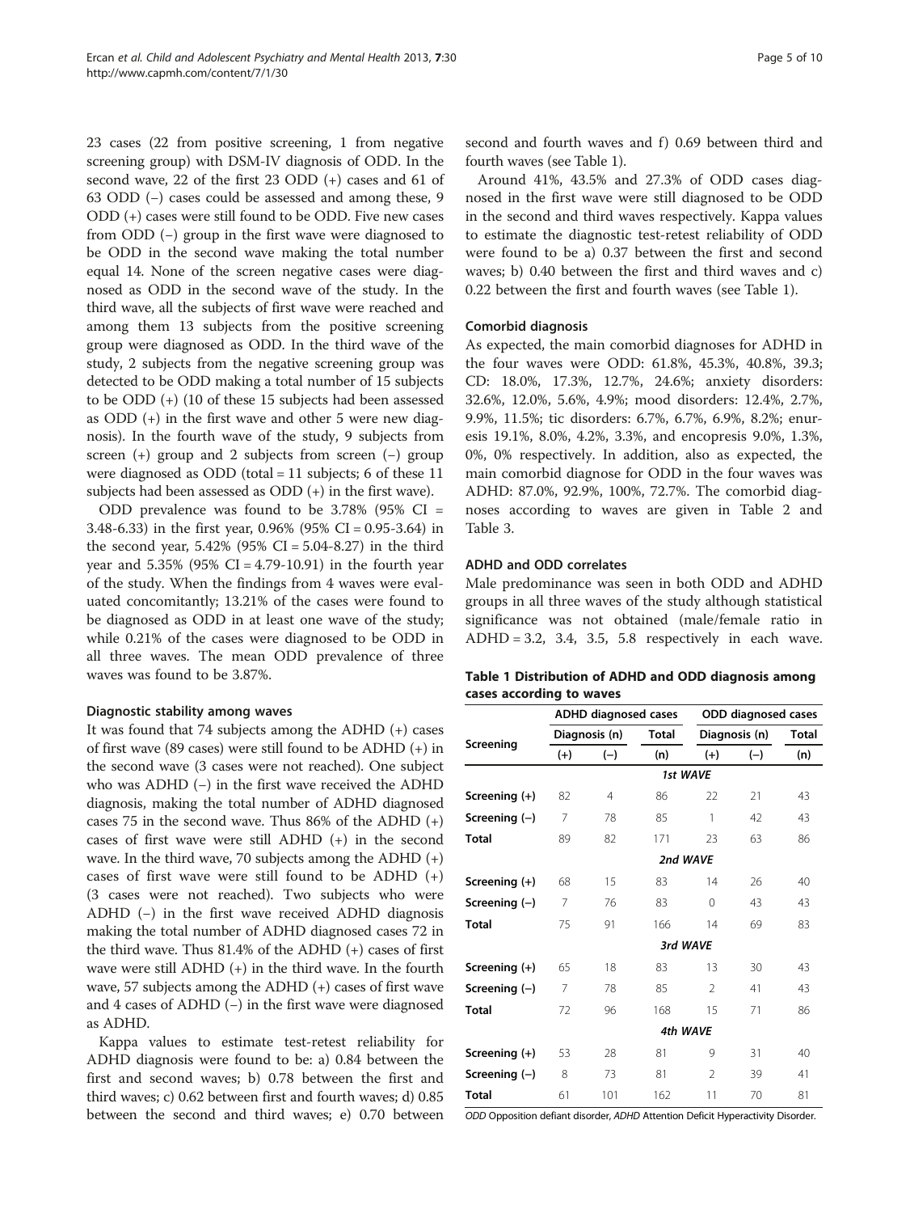23 cases (22 from positive screening, 1 from negative screening group) with DSM-IV diagnosis of ODD. In the second wave, 22 of the first 23 ODD (+) cases and 61 of 63 ODD (−) cases could be assessed and among these, 9 ODD (+) cases were still found to be ODD. Five new cases from ODD (−) group in the first wave were diagnosed to be ODD in the second wave making the total number equal 14. None of the screen negative cases were diagnosed as ODD in the second wave of the study. In the third wave, all the subjects of first wave were reached and among them 13 subjects from the positive screening group were diagnosed as ODD. In the third wave of the study, 2 subjects from the negative screening group was detected to be ODD making a total number of 15 subjects to be ODD (+) (10 of these 15 subjects had been assessed as ODD (+) in the first wave and other 5 were new diagnosis). In the fourth wave of the study, 9 subjects from screen (+) group and 2 subjects from screen (−) group were diagnosed as ODD (total = 11 subjects; 6 of these 11 subjects had been assessed as ODD (+) in the first wave).

ODD prevalence was found to be 3.78% (95% CI = 3.48-6.33) in the first year, 0.96% (95% CI = 0.95-3.64) in the second year, 5.42% (95% CI = 5.04-8.27) in the third year and 5.35% (95% CI = 4.79-10.91) in the fourth year of the study. When the findings from 4 waves were evaluated concomitantly; 13.21% of the cases were found to be diagnosed as ODD in at least one wave of the study; while 0.21% of the cases were diagnosed to be ODD in all three waves. The mean ODD prevalence of three waves was found to be 3.87%.

### Diagnostic stability among waves

It was found that 74 subjects among the ADHD (+) cases of first wave (89 cases) were still found to be ADHD (+) in the second wave (3 cases were not reached). One subject who was ADHD (−) in the first wave received the ADHD diagnosis, making the total number of ADHD diagnosed cases 75 in the second wave. Thus 86% of the ADHD (+) cases of first wave were still ADHD (+) in the second wave. In the third wave, 70 subjects among the ADHD (+) cases of first wave were still found to be ADHD (+) (3 cases were not reached). Two subjects who were ADHD (−) in the first wave received ADHD diagnosis making the total number of ADHD diagnosed cases 72 in the third wave. Thus 81.4% of the ADHD (+) cases of first wave were still ADHD (+) in the third wave. In the fourth wave, 57 subjects among the ADHD (+) cases of first wave and 4 cases of ADHD (−) in the first wave were diagnosed as ADHD.

Kappa values to estimate test-retest reliability for ADHD diagnosis were found to be: a) 0.84 between the first and second waves; b) 0.78 between the first and third waves; c) 0.62 between first and fourth waves; d) 0.85 between the second and third waves; e) 0.70 between second and fourth waves and f) 0.69 between third and fourth waves (see Table 1).

Around 41%, 43.5% and 27.3% of ODD cases diagnosed in the first wave were still diagnosed to be ODD in the second and third waves respectively. Kappa values to estimate the diagnostic test-retest reliability of ODD were found to be a) 0.37 between the first and second waves; b) 0.40 between the first and third waves and c) 0.22 between the first and fourth waves (see Table 1).

### Comorbid diagnosis

As expected, the main comorbid diagnoses for ADHD in the four waves were ODD: 61.8%, 45.3%, 40.8%, 39.3; CD: 18.0%, 17.3%, 12.7%, 24.6%; anxiety disorders: 32.6%, 12.0%, 5.6%, 4.9%; mood disorders: 12.4%, 2.7%, 9.9%, 11.5%; tic disorders: 6.7%, 6.7%, 6.9%, 8.2%; enuresis 19.1%, 8.0%, 4.2%, 3.3%, and encopresis 9.0%, 1.3%, 0%, 0% respectively. In addition, also as expected, the main comorbid diagnose for ODD in the four waves was ADHD: 87.0%, 92.9%, 100%, 72.7%. The comorbid diagnoses according to waves are given in Table 2 and Table 3.

### ADHD and ODD correlates

Male predominance was seen in both ODD and ADHD groups in all three waves of the study although statistical significance was not obtained (male/female ratio in ADHD = 3.2, 3.4, 3.5, 5.8 respectively in each wave.

**Table 1 Distribution of ADHD and ODD diagnosis among cases according to waves**

| Screening | ADHD diagnosed cases | | | ODD diagnosed cases | | |
|---|---|---|---|---|---|---|
| | Diagnosis (n) | | Total | Diagnosis (n) | | Total |
| | (+) | (−) | (n) | (+) | (−) | (n) |
| **1st WAVE** | | | | | | |
| **Screening (+)** | 82 | 4 | 86 | 22 | 21 | 43 |
| **Screening (−)** | 7 | 78 | 85 | 1 | 42 | 43 |
| **Total** | 89 | 82 | 171 | 23 | 63 | 86 |
| **2nd WAVE** | | | | | | |
| **Screening (+)** | 68 | 15 | 83 | 14 | 26 | 40 |
| **Screening (−)** | 7 | 76 | 83 | 0 | 43 | 43 |
| **Total** | 75 | 91 | 166 | 14 | 69 | 83 |
| **3rd WAVE** | | | | | | |
| **Screening (+)** | 65 | 18 | 83 | 13 | 30 | 43 |
| **Screening (−)** | 7 | 78 | 85 | 2 | 41 | 43 |
| **Total** | 72 | 96 | 168 | 15 | 71 | 86 |
| **4th WAVE** | | | | | | |
| **Screening (+)** | 53 | 28 | 81 | 9 | 31 | 40 |
| **Screening (−)** | 8 | 73 | 81 | 2 | 39 | 41 |
| **Total** | 61 | 101 | 162 | 11 | 70 | 81 |

*ODD* Opposition defiant disorder, *ADHD* Attention Deficit Hyperactivity Disorder.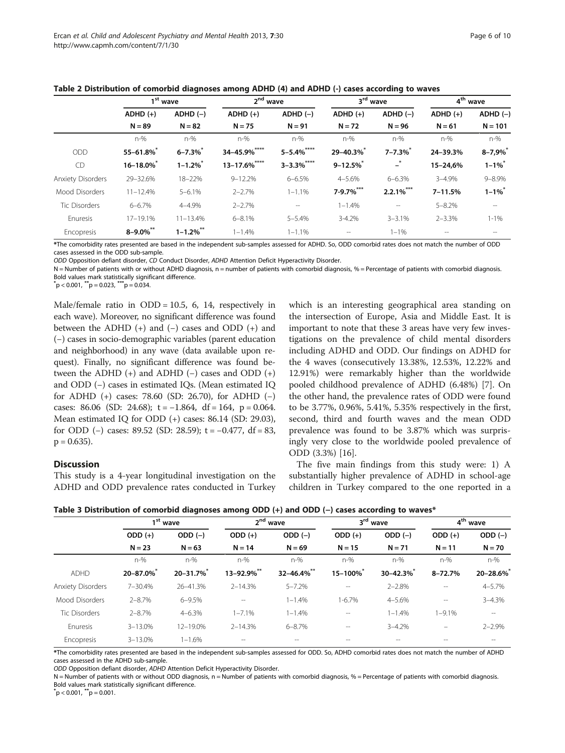**Table 2 Distribution of comorbid diagnoses among ADHD (4) and ADHD (-) cases according to waves**

| | 1st wave | | 2nd wave | | 3rd wave | | 4th wave | |
|---|---|---|---|---|---|---|---|---|
| | ADHD (+) | ADHD (−) | ADHD (+) | ADHD (−) | ADHD (+) | ADHD (−) | ADHD (+) | ADHD (−) |
| | N = 89 | N = 82 | N = 75 | N = 91 | N = 72 | N = 96 | N = 61 | N = 101 |
| | n-% | n-% | n-% | n-% | n-% | n-% | n-% | n-% |
| ODD | **55–61.8%*** | **6–7.3%*** | **34–45.9%******* | **5–5.4%******* | **29–40.3%*** | **7–7.3%*** | **24–39.3%** | **8–7,9%*** |
| CD | **16–18.0%*** | **1–1.2%*** | **13–17.6%******* | **3–3.3%******* | **9–12.5%*** | **–*** | **15–24,6%** | **1–1%*** |
| Anxiety Disorders | 29–32.6% | 18–22% | 9–12.2% | 6–6.5% | 4–5.6% | 6–6.3% | 3–4.9% | 9–8.9% |
| Mood Disorders | 11–12.4% | 5–6.1% | 2–2.7% | 1–1.1% | **7-9.7%***** | **2.2.1%***** | **7–11.5%** | **1–1%*** |
| Tic Disorders | 6–6.7% | 4–4.9% | 2–2.7% | -- | 1–1.4% | -- | 5–8.2% | -- |
| Enuresis | 17–19.1% | 11–13.4% | 6–8.1% | 5–5.4% | 3-4.2% | 3–3.1% | 2–3.3% | 1-1% |
| Encopresis | **8–9.0%**** | **1–1.2%**** | 1–1.4% | 1–1.1% | -- | 1–1% | -- | -- |

*The comorbidity rates presented are based in the independent sub-samples assessed for ADHD. So, ODD comorbid rates does not match the number of ODD cases assessed in the ODD sub-sample.

*ODD* Opposition defiant disorder, *CD* Conduct Disorder, *ADHD* Attention Deficit Hyperactivity Disorder.

N = Number of patients with or without ADHD diagnosis, n = number of patients with comorbid diagnosis, % = Percentage of patients with comorbid diagnosis. Bold values mark statistically significant difference.

*$p < 0.001$, **$p = 0.023$, ***$p = 0.034$.

Male/female ratio in ODD = 10.5, 6, 14, respectively in each wave). Moreover, no significant difference was found between the ADHD (+) and (−) cases and ODD (+) and (−) cases in socio-demographic variables (parent education and neighborhood) in any wave (data available upon request). Finally, no significant difference was found between the ADHD (+) and ADHD (−) cases and ODD (+) and ODD (−) cases in estimated IQs. (Mean estimated IQ for ADHD (+) cases: 78.60 (SD: 26.70), for ADHD (−) cases: 86.06 (SD: 24.68); $t = -1.864$, $df = 164$, $p = 0.064$. Mean estimated IQ for ODD (+) cases: 86.14 (SD: 29.03), for ODD (−) cases: 89.52 (SD: 28.59); $t = -0.477$, $df = 83$, $p = 0.635$).

## Discussion

This study is a 4-year longitudinal investigation on the ADHD and ODD prevalence rates conducted in Turkey which is an interesting geographical area standing on the intersection of Europe, Asia and Middle East. It is important to note that these 3 areas have very few investigations on the prevalence of child mental disorders including ADHD and ODD. Our findings on ADHD for the 4 waves (consecutively 13.38%, 12.53%, 12.22% and 12.91%) were remarkably higher than the worldwide pooled childhood prevalence of ADHD (6.48%) [7]. On the other hand, the prevalence rates of ODD were found to be 3.77%, 0.96%, 5.41%, 5.35% respectively in the first, second, third and fourth waves and the mean ODD prevalence was found to be 3.87% which was surprisingly very close to the worldwide pooled prevalence of ODD (3.3%) [16].

The five main findings from this study were: 1) A substantially higher prevalence of ADHD in school-age children in Turkey compared to the one reported in a

**Table 3 Distribution of comorbid diagnoses among ODD (+) and ODD (−) cases according to waves***

| | 1st wave | | 2nd wave | | 3rd wave | | 4th wave | |
|---|---|---|---|---|---|---|---|---|
| | ODD (+) | ODD (−) | ODD (+) | ODD (−) | ODD (+) | ODD (−) | ODD (+) | ODD (−) |
| | N = 23 | N = 63 | N = 14 | N = 69 | N = 15 | N = 71 | N = 11 | N = 70 |
| | n-% | n-% | n-% | n-% | n-% | n-% | n-% | n-% |
| ADHD | **20–87.0%*** | **20–31.7%*** | **13–92.9%**** | **32–46.4%**** | **15–100%*** | **30–42.3%*** | **8–72.7%** | **20–28.6%*** |
| Anxiety Disorders | 7–30.4% | 26–41.3% | 2–14.3% | 5–7.2% | -- | 2–2.8% | -- | 4–5.7% |
| Mood Disorders | 2–8.7% | 6–9.5% | -- | 1–1.4% | 1-6.7% | 4–5.6% | -- | 3–4.3% |
| Tic Disorders | 2–8.7% | 4–6.3% | 1–7.1% | 1–1.4% | -- | 1–1.4% | 1–9.1% | -- |
| Enuresis | 3–13.0% | 12–19.0% | 2–14.3% | 6–8.7% | -- | 3–4.2% | – | 2–2.9% |
| Encopresis | 3–13.0% | 1–1.6% | -- | -- | -- | -- | -- | -- |

*The comorbidity rates presented are based in the independent sub-samples assessed for ODD. So, ADHD comorbid rates does not match the number of ADHD cases assessed in the ADHD sub-sample.

*ODD* Opposition defiant disorder, *ADHD* Attention Deficit Hyperactivity Disorder.

N = Number of patients with or without ODD diagnosis, n = Number of patients with comorbid diagnosis, % = Percentage of patients with comorbid diagnosis. Bold values mark statistically significant difference.

*$p < 0.001$, **$p = 0.001$.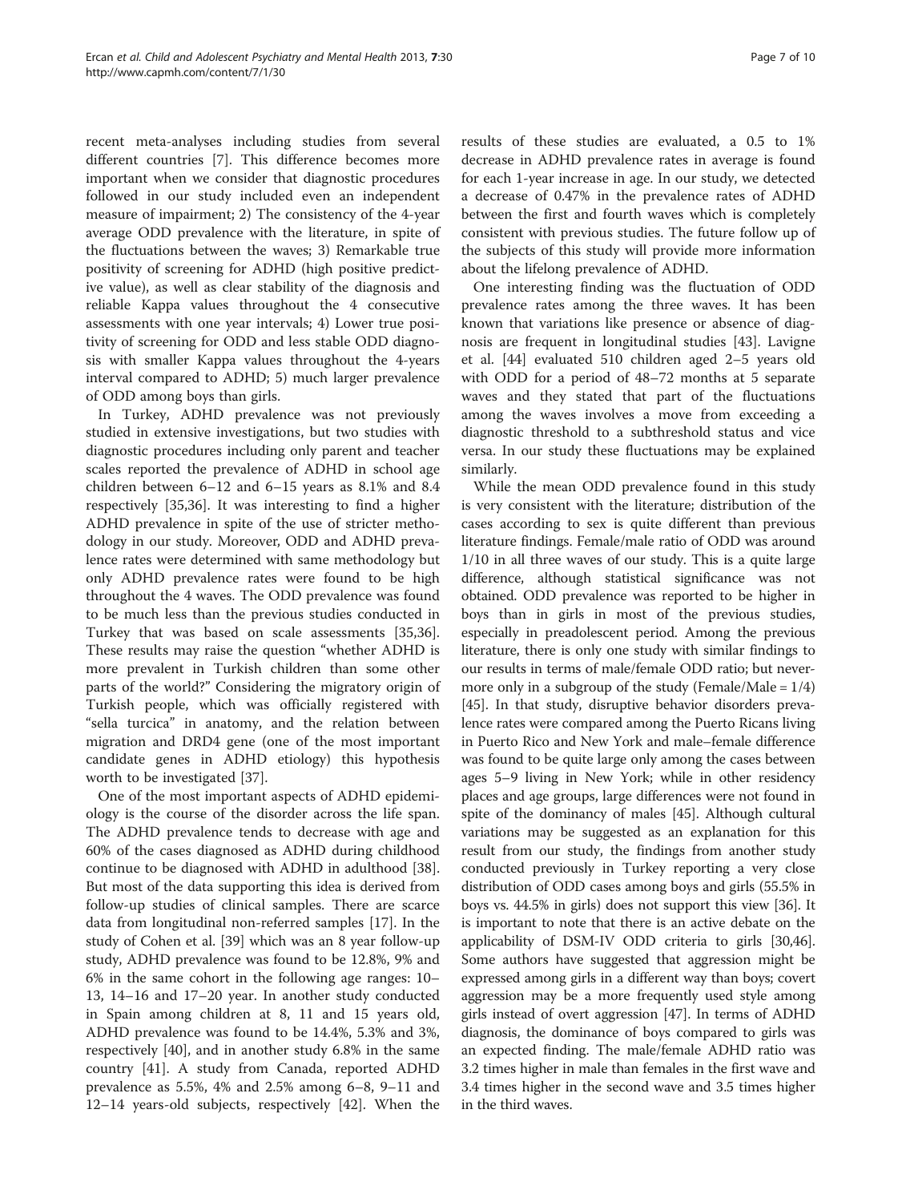recent meta-analyses including studies from several different countries [7]. This difference becomes more important when we consider that diagnostic procedures followed in our study included even an independent measure of impairment; 2) The consistency of the 4-year average ODD prevalence with the literature, in spite of the fluctuations between the waves; 3) Remarkable true positivity of screening for ADHD (high positive predictive value), as well as clear stability of the diagnosis and reliable Kappa values throughout the 4 consecutive assessments with one year intervals; 4) Lower true positivity of screening for ODD and less stable ODD diagnosis with smaller Kappa values throughout the 4-years interval compared to ADHD; 5) much larger prevalence of ODD among boys than girls.

In Turkey, ADHD prevalence was not previously studied in extensive investigations, but two studies with diagnostic procedures including only parent and teacher scales reported the prevalence of ADHD in school age children between 6–12 and 6–15 years as 8.1% and 8.4 respectively [35,36]. It was interesting to find a higher ADHD prevalence in spite of the use of stricter methodology in our study. Moreover, ODD and ADHD prevalence rates were determined with same methodology but only ADHD prevalence rates were found to be high throughout the 4 waves. The ODD prevalence was found to be much less than the previous studies conducted in Turkey that was based on scale assessments [35,36]. These results may raise the question "whether ADHD is more prevalent in Turkish children than some other parts of the world?" Considering the migratory origin of Turkish people, which was officially registered with "sella turcica" in anatomy, and the relation between migration and DRD4 gene (one of the most important candidate genes in ADHD etiology) this hypothesis worth to be investigated [37].

One of the most important aspects of ADHD epidemiology is the course of the disorder across the life span. The ADHD prevalence tends to decrease with age and 60% of the cases diagnosed as ADHD during childhood continue to be diagnosed with ADHD in adulthood [38]. But most of the data supporting this idea is derived from follow-up studies of clinical samples. There are scarce data from longitudinal non-referred samples [17]. In the study of Cohen et al. [39] which was an 8 year follow-up study, ADHD prevalence was found to be 12.8%, 9% and 6% in the same cohort in the following age ranges: 10–13, 14–16 and 17–20 year. In another study conducted in Spain among children at 8, 11 and 15 years old, ADHD prevalence was found to be 14.4%, 5.3% and 3%, respectively [40], and in another study 6.8% in the same country [41]. A study from Canada, reported ADHD prevalence as 5.5%, 4% and 2.5% among 6–8, 9–11 and 12–14 years-old subjects, respectively [42]. When the results of these studies are evaluated, a 0.5 to 1% decrease in ADHD prevalence rates in average is found for each 1-year increase in age. In our study, we detected a decrease of 0.47% in the prevalence rates of ADHD between the first and fourth waves which is completely consistent with previous studies. The future follow up of the subjects of this study will provide more information about the lifelong prevalence of ADHD.

One interesting finding was the fluctuation of ODD prevalence rates among the three waves. It has been known that variations like presence or absence of diagnosis are frequent in longitudinal studies [43]. Lavigne et al. [44] evaluated 510 children aged 2–5 years old with ODD for a period of 48–72 months at 5 separate waves and they stated that part of the fluctuations among the waves involves a move from exceeding a diagnostic threshold to a subthreshold status and vice versa. In our study these fluctuations may be explained similarly.

While the mean ODD prevalence found in this study is very consistent with the literature; distribution of the cases according to sex is quite different than previous literature findings. Female/male ratio of ODD was around 1/10 in all three waves of our study. This is a quite large difference, although statistical significance was not obtained. ODD prevalence was reported to be higher in boys than in girls in most of the previous studies, especially in preadolescent period. Among the previous literature, there is only one study with similar findings to our results in terms of male/female ODD ratio; but nevermore only in a subgroup of the study (Female/Male = 1/4) [45]. In that study, disruptive behavior disorders prevalence rates were compared among the Puerto Ricans living in Puerto Rico and New York and male–female difference was found to be quite large only among the cases between ages 5–9 living in New York; while in other residency places and age groups, large differences were not found in spite of the dominancy of males [45]. Although cultural variations may be suggested as an explanation for this result from our study, the findings from another study conducted previously in Turkey reporting a very close distribution of ODD cases among boys and girls (55.5% in boys vs. 44.5% in girls) does not support this view [36]. It is important to note that there is an active debate on the applicability of DSM-IV ODD criteria to girls [30,46]. Some authors have suggested that aggression might be expressed among girls in a different way than boys; covert aggression may be a more frequently used style among girls instead of overt aggression [47]. In terms of ADHD diagnosis, the dominance of boys compared to girls was an expected finding. The male/female ADHD ratio was 3.2 times higher in male than females in the first wave and 3.4 times higher in the second wave and 3.5 times higher in the third waves.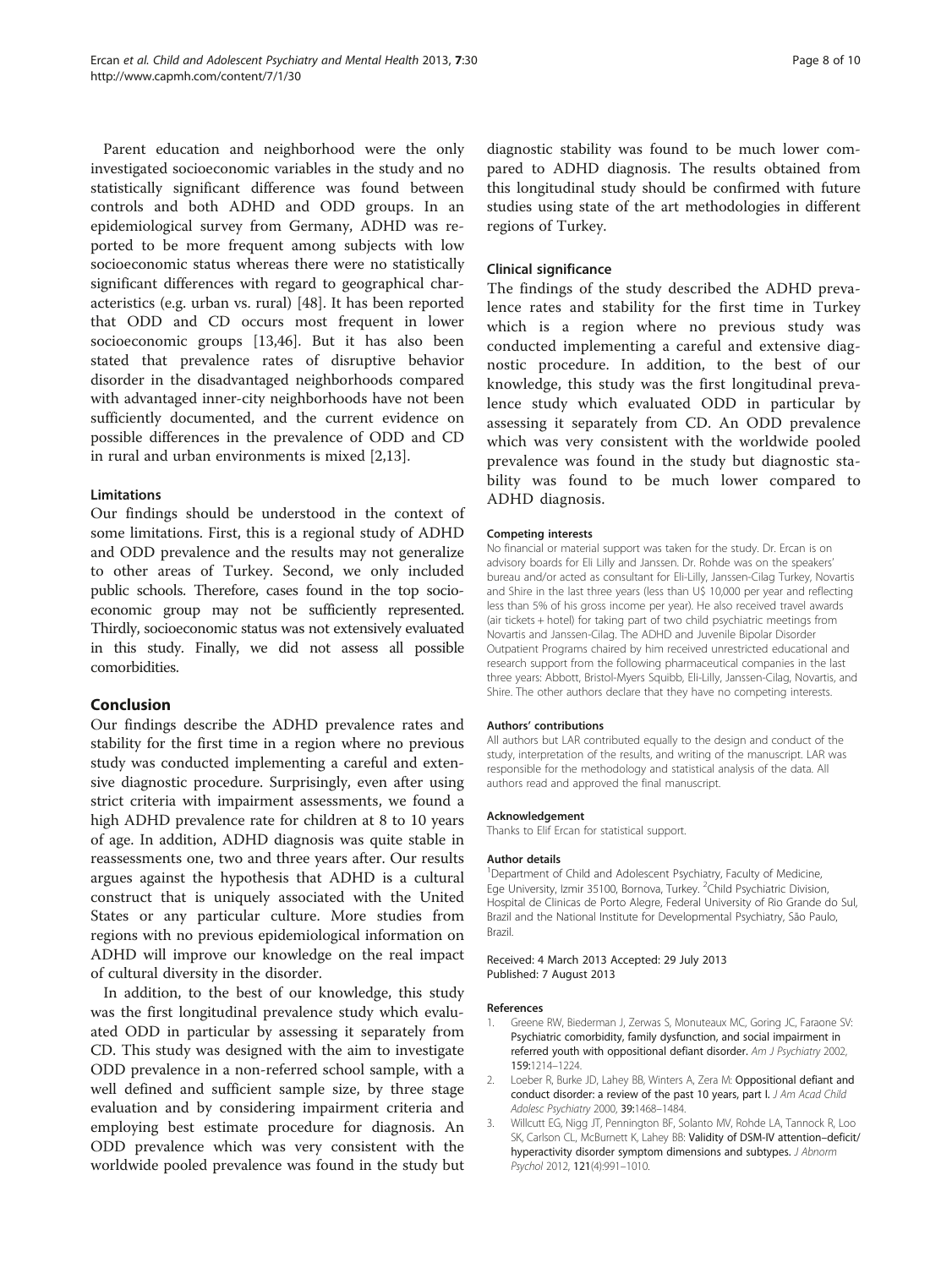Parent education and neighborhood were the only investigated socioeconomic variables in the study and no statistically significant difference was found between controls and both ADHD and ODD groups. In an epidemiological survey from Germany, ADHD was reported to be more frequent among subjects with low socioeconomic status whereas there were no statistically significant differences with regard to geographical characteristics (e.g. urban vs. rural) [48]. It has been reported that ODD and CD occurs most frequent in lower socioeconomic groups [13,46]. But it has also been stated that prevalence rates of disruptive behavior disorder in the disadvantaged neighborhoods compared with advantaged inner-city neighborhoods have not been sufficiently documented, and the current evidence on possible differences in the prevalence of ODD and CD in rural and urban environments is mixed [2,13].

### Limitations

Our findings should be understood in the context of some limitations. First, this is a regional study of ADHD and ODD prevalence and the results may not generalize to other areas of Turkey. Second, we only included public schools. Therefore, cases found in the top socioeconomic group may not be sufficiently represented. Thirdly, socioeconomic status was not extensively evaluated in this study. Finally, we did not assess all possible comorbidities.

## Conclusion

Our findings describe the ADHD prevalence rates and stability for the first time in a region where no previous study was conducted implementing a careful and extensive diagnostic procedure. Surprisingly, even after using strict criteria with impairment assessments, we found a high ADHD prevalence rate for children at 8 to 10 years of age. In addition, ADHD diagnosis was quite stable in reassessments one, two and three years after. Our results argues against the hypothesis that ADHD is a cultural construct that is uniquely associated with the United States or any particular culture. More studies from regions with no previous epidemiological information on ADHD will improve our knowledge on the real impact of cultural diversity in the disorder.

In addition, to the best of our knowledge, this study was the first longitudinal prevalence study which evaluated ODD in particular by assessing it separately from CD. This study was designed with the aim to investigate ODD prevalence in a non-referred school sample, with a well defined and sufficient sample size, by three stage evaluation and by considering impairment criteria and employing best estimate procedure for diagnosis. An ODD prevalence which was very consistent with the worldwide pooled prevalence was found in the study but diagnostic stability was found to be much lower compared to ADHD diagnosis. The results obtained from this longitudinal study should be confirmed with future studies using state of the art methodologies in different regions of Turkey.

### Clinical significance

The findings of the study described the ADHD prevalence rates and stability for the first time in Turkey which is a region where no previous study was conducted implementing a careful and extensive diagnostic procedure. In addition, to the best of our knowledge, this study was the first longitudinal prevalence study which evaluated ODD in particular by assessing it separately from CD. An ODD prevalence which was very consistent with the worldwide pooled prevalence was found in the study but diagnostic stability was found to be much lower compared to ADHD diagnosis.

#### Competing interests

No financial or material support was taken for the study. Dr. Ercan is on advisory boards for Eli Lilly and Janssen. Dr. Rohde was on the speakers' bureau and/or acted as consultant for Eli-Lilly, Janssen-Cilag Turkey, Novartis and Shire in the last three years (less than U$ 10,000 per year and reflecting less than 5% of his gross income per year). He also received travel awards (air tickets + hotel) for taking part of two child psychiatric meetings from Novartis and Janssen-Cilag. The ADHD and Juvenile Bipolar Disorder Outpatient Programs chaired by him received unrestricted educational and research support from the following pharmaceutical companies in the last three years: Abbott, Bristol-Myers Squibb, Eli-Lilly, Janssen-Cilag, Novartis, and Shire. The other authors declare that they have no competing interests.

#### Authors' contributions

All authors but LAR contributed equally to the design and conduct of the study, interpretation of the results, and writing of the manuscript. LAR was responsible for the methodology and statistical analysis of the data. All authors read and approved the final manuscript.

#### Acknowledgement

Thanks to Elif Ercan for statistical support.

#### Author details

[1]Department of Child and Adolescent Psychiatry, Faculty of Medicine, Ege University, Izmir 35100, Bornova, Turkey. [2]Child Psychiatric Division, Hospital de Clinicas de Porto Alegre, Federal University of Rio Grande do Sul, Brazil and the National Institute for Developmental Psychiatry, São Paulo, Brazil.

Received: 4 March 2013 Accepted: 29 July 2013
Published: 7 August 2013

#### References

1. Greene RW, Biederman J, Zerwas S, Monuteaux MC, Goring JC, Faraone SV: **Psychiatric comorbidity, family dysfunction, and social impairment in referred youth with oppositional defiant disorder.** *Am J Psychiatry* 2002, **159:**1214–1224.
2. Loeber R, Burke JD, Lahey BB, Winters A, Zera M: **Oppositional defiant and conduct disorder: a review of the past 10 years, part I.** *J Am Acad Child Adolesc Psychiatry* 2000, **39:**1468–1484.
3. Willcutt EG, Nigg JT, Pennington BF, Solanto MV, Rohde LA, Tannock R, Loo SK, Carlson CL, McBurnett K, Lahey BB: **Validity of DSM-IV attention–deficit/hyperactivity disorder symptom dimensions and subtypes.** *J Abnorm Psychol* 2012, **121**(4):991–1010.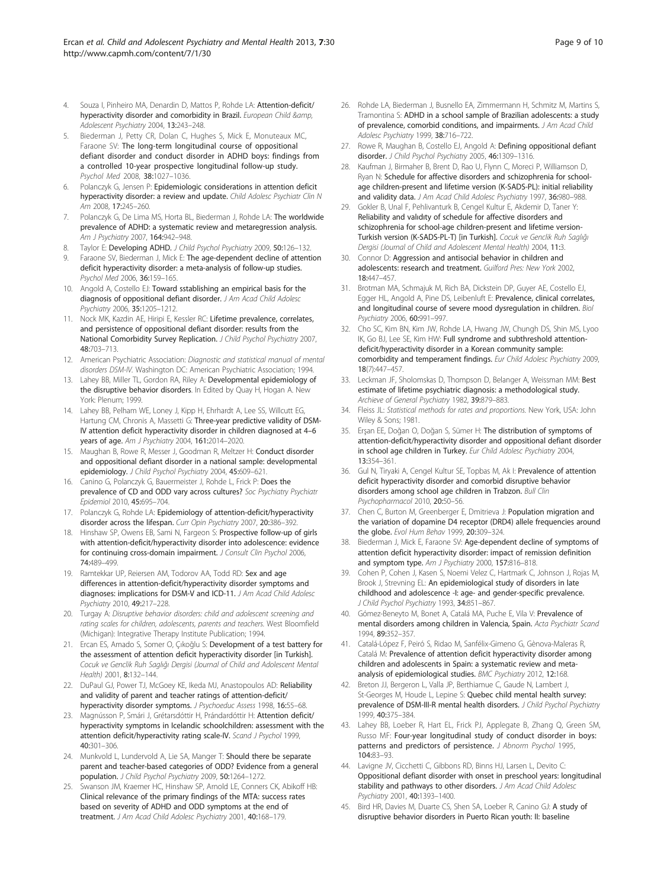4. Souza I, Pinheiro MA, Denardin D, Mattos P, Rohde LA: **Attention-deficit/hyperactivity disorder and comorbidity in Brazil.** *European Child &amp; Adolescent Psychiatry* 2004, **13:**243–248.
5. Biederman J, Petty CR, Dolan C, Hughes S, Mick E, Monuteaux MC, Faraone SV: **The long-term longitudinal course of oppositional defiant disorder and conduct disorder in ADHD boys: findings from a controlled 10-year prospective longitudinal follow-up study.** *Psychol Med* 2008, **38:**1027–1036.
6. Polanczyk G, Jensen P: **Epidemiologic considerations in attention deficit hyperactivity disorder: a review and update.** *Child Adolesc Psychiatr Clin N Am* 2008, **17:**245–260.
7. Polanczyk G, De Lima MS, Horta BL, Biederman J, Rohde LA: **The worldwide prevalence of ADHD: a systematic review and metaregression analysis.** *Am J Psychiatry* 2007, **164:**942–948.
8. Taylor E: **Developing ADHD.** *J Child Psychol Psychiatry* 2009, **50:**126–132.
9. Faraone SV, Biederman J, Mick E: **The age-dependent decline of attention deficit hyperactivity disorder: a meta-analysis of follow-up studies.** *Psychol Med* 2006, **36:**159–165.
10. Angold A, Costello EJ: **Toward sstablishing an empirical basis for the diagnosis of oppositional defiant disorder.** *J Am Acad Child Adolesc Psychiatry* 2006, **35:**1205–1212.
11. Nock MK, Kazdin AE, Hiripi E, Kessler RC: **Lifetime prevalence, correlates, and persistence of oppositional defiant disorder: results from the National Comorbidity Survey Replication.** *J Child Psychol Psychiatry* 2007, **48:**703–713.
12. American Psychiatric Association: *Diagnostic and statistical manual of mental disorders DSM-IV.* Washington DC: American Psychiatric Association; 1994.
13. Lahey BB, Miller TL, Gordon RA, Riley A: **Developmental epidemiology of the disruptive behavior disorders**. In Edited by Quay H, Hogan A. New York: Plenum; 1999.
14. Lahey BB, Pelham WE, Loney J, Kipp H, Ehrhardt A, Lee SS, Willcutt EG, Hartung CM, Chronis A, Massetti G: **Three-year predictive validity of DSM-IV attention deficit hyperactivity disorder in children diagnosed at 4–6 years of age.** *Am J Psychiatry* 2004, **161:**2014–2020.
15. Maughan B, Rowe R, Messer J, Goodman R, Meltzer H: **Conduct disorder and oppositional defiant disorder in a national sample: developmental epidemiology.** *J Child Psychol Psychiatry* 2004, **45:**609–621.
16. Canino G, Polanczyk G, Bauermeister J, Rohde L, Frick P: **Does the prevalence of CD and ODD vary across cultures?** *Soc Psychiatry Psychiatr Epidemiol* 2010, **45:**695–704.
17. Polanczyk G, Rohde LA: **Epidemiology of attention-deficit/hyperactivity disorder across the lifespan.** *Curr Opin Psychiatry* 2007, **20:**386–392.
18. Hinshaw SP, Owens EB, Sami N, Fargeon S: **Prospective follow-up of girls with attention-deficit/hyperactivity disorder into adolescence: evidence for continuing cross-domain impairment.** *J Consult Clin Psychol* 2006, **74:**489–499.
19. Ramtekkar UP, Reiersen AM, Todorov AA, Todd RD: **Sex and age differences in attention-deficit/hyperactivity disorder symptoms and diagnoses: implications for DSM-V and ICD-11.** *J Am Acad Child Adolesc Psychiatry* 2010, **49:**217–228.
20. Turgay A: *Disruptive behavior disorders: child and adolescent screening and rating scales for children, adolescents, parents and teachers.* West Bloomfield (Michigan): Integrative Therapy Institute Publication; 1994.
21. Ercan ES, Amado S, Somer O, Çikoğlu S: **Development of a test battery for the assessment of attention deficit hyperactivity disorder [in Turkish].** *Cocuk ve Genclik Ruh Sagligi Dergisi (Journal of Child and Adolescent Mental Health)* 2001, **8:**132–144.
22. DuPaul GJ, Power TJ, McGoey KE, Ikeda MJ, Anastopoulos AD: **Reliability and validity of parent and teacher ratings of attention-deficit/hyperactivity disorder symptoms.** *J Psychoeduc Assess* 1998, **16:**55–68.
23. Magnússon P, Smári J, Grétarsdóttir H, Prándardóttir H: **Attention deficit/hyperactivity symptoms in Icelandic schoolchildren: assessment with the attention deficit/hyperactivity rating scale-IV.** *Scand J Psychol* 1999, **40:**301–306.
24. Munkvold L, Lundervold A, Lie SA, Manger T: **Should there be separate parent and teacher-based categories of ODD? Evidence from a general population.** *J Child Psychol Psychiatry* 2009, **50:**1264–1272.
25. Swanson JM, Kraemer HC, Hinshaw SP, Arnold LE, Conners CK, Abikoff HB: **Clinical relevance of the primary findings of the MTA: success rates based on severity of ADHD and ODD symptoms at the end of treatment.** *J Am Acad Child Adolesc Psychiatry* 2001, **40:**168–179.
26. Rohde LA, Biederman J, Busnello EA, Zimmermann H, Schmitz M, Martins S, Tramontina S: **ADHD in a school sample of Brazilian adolescents: a study of prevalence, comorbid conditions, and impairments.** *J Am Acad Child Adolesc Psychiatry* 1999, **38:**716–722.
27. Rowe R, Maughan B, Costello EJ, Angold A: **Defining oppositional defiant disorder.** *J Child Psychol Psychiatry* 2005, **46:**1309–1316.
28. Kaufman J, Birmaher B, Brent D, Rao U, Flynn C, Moreci P, Williamson D, Ryan N: **Schedule for affective disorders and schizophrenia for school-age children-present and lifetime version (K-SADS-PL): initial reliability and validity data.** *J Am Acad Child Adolesc Psychiatry* 1997, **36:**980–988.
29. Gokler B, Unal F, Pehlivanturk B, Cengel Kultur E, Akdemir D, Taner Y: **Reliability and valıdity of schedule for affective disorders and schizophrenia for school-age children-present and lifetime version-Turkish version (K-SADS-PL-T) [in Turkish].** *Cocuk ve Genclik Ruh Saglığı Dergisi (Journal of Child and Adolescent Mental Health)* 2004, **11:**3.
30. Connor D: **Aggression and antisocial behavior in children and adolescents: research and treatment.** *Guilford Pres: New York* 2002, **18:**447–457.
31. Brotman MA, Schmajuk M, Rich BA, Dickstein DP, Guyer AE, Costello EJ, Egger HL, Angold A, Pine DS, Leibenluft E: **Prevalence, clinical correlates, and longitudinal course of severe mood dysregulation in children.** *Biol Psychiatry* 2006, **60:**991–997.
32. Cho SC, Kim BN, Kim JW, Rohde LA, Hwang JW, Chungh DS, Shin MS, Lyoo IK, Go BJ, Lee SE, Kim HW: **Full syndrome and subthreshold attention-deficit/hyperactivity disorder in a Korean community sample: comorbidity and temperament findings.** *Eur Child Adolesc Psychiatry* 2009, **18**(7):447–457.
33. Leckman JF, Sholomskas D, Thompson D, Belanger A, Weissman MM: **Best estimate of lifetime psychiatric diagnosis: a methodological study.** *Archieve of General Psychiatry* 1982, **39:**879–883.
34. Fleiss JL: *Statistical methods for rates and proportions.* New York, USA: John Wiley & Sons; 1981.
35. Erşan EE, Doğan O, Doğan S, Sümer H: **The distribution of symptoms of attention-deficit/hyperactivity disorder and oppositional defiant disorder in school age children in Turkey.** *Eur Child Adolesc Psychiatry* 2004, **13:**354–361.
36. Gul N, Tiryaki A, Cengel Kultur SE, Topbas M, Ak I: **Prevalence of attention deficit hyperactivity disorder and comorbid disruptive behavior disorders among school age children in Trabzon.** *Bull Clin Psychopharmacol* 2010, **20:**50–56.
37. Chen C, Burton M, Greenberger E, Dmitrieva J: **Population migration and the variation of dopamine D4 receptor (DRD4) allele frequencies around the globe.** *Evol Hum Behav* 1999, **20:**309–324.
38. Biederman J, Mick E, Faraone SV: **Age-dependent decline of symptoms of attention deficit hyperactivity disorder: impact of remission definition and symptom type.** *Am J Psychiatry* 2000, **157:**816–818.
39. Cohen P, Cohen J, Kasen S, Noemi Velez C, Hartmark C, Johnson J, Rojas M, Brook J, Strevning EL: **An epidemiological study of disorders in late childhood and adolescence -I: age- and gender-specific prevalence.** *J Child Psychol Psychiatry* 1993, **34:**851–867.
40. Gómez-Beneyto M, Bonet A, Catalá MA, Puche E, Vila V: **Prevalence of mental disorders among children in Valencia, Spain.** *Acta Psychiatr Scand* 1994, **89:**352–357.
41. Catalá-López F, Peiró S, Ridao M, Sanfélix-Gimeno G, Gènova-Maleras R, Catalá M: **Prevalence of attention deficit hyperactivity disorder among children and adolescents in Spain: a systematic review and meta-analysis of epidemiological studies.** *BMC Psychiatry* 2012, **12:**168.
42. Breton JJ, Bergeron L, Valla JP, Berthiamue C, Gaude N, Lambert J, St-Georges M, Houde L, Lepine S: **Quebec child mental health survey: prevalence of DSM-III-R mental health disorders.** *J Child Psychol Psychiatry* 1999, **40:**375–384.
43. Lahey BB, Loeber R, Hart EL, Frick PJ, Applegate B, Zhang Q, Green SM, Russo MF: **Four-year longitudinal study of conduct disorder in boys: patterns and predictors of persistence.** *J Abnorm Psychol* 1995, **104:**83–93.
44. Lavigne JV, Cicchetti C, Gibbons RD, Binns HJ, Larsen L, Devito C: **Oppositional defiant disorder with onset in preschool years: longitudinal stability and pathways to other disorders.** *J Am Acad Child Adolesc Psychiatry* 2001, **40:**1393–1400.
45. Bird HR, Davies M, Duarte CS, Shen SA, Loeber R, Canino GJ: **A study of disruptive behavior disorders in Puerto Rican youth: II: baseline**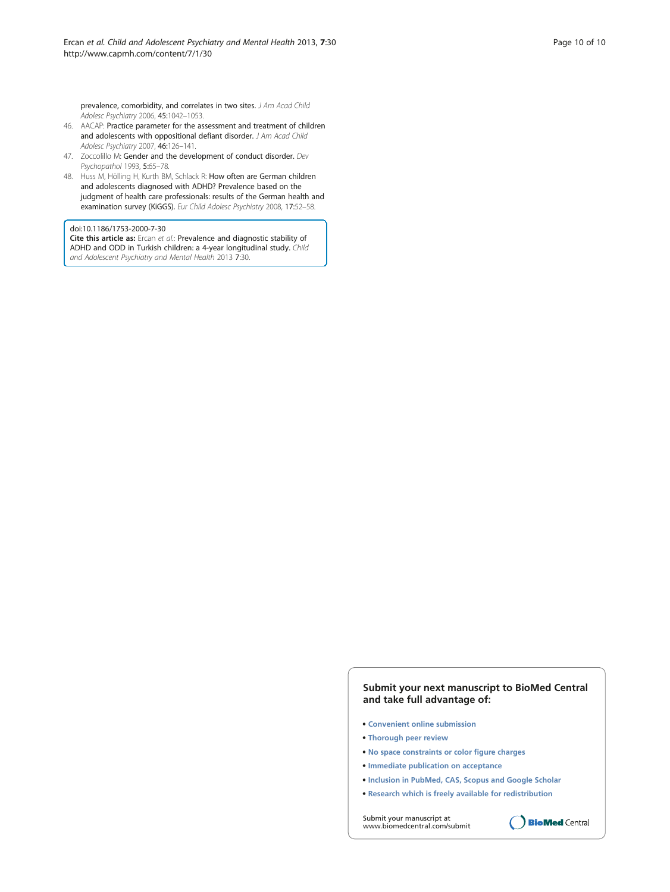prevalence, comorbidity, and correlates in two sites. *J Am Acad Child Adolesc Psychiatry* 2006, **45**:1042–1053.

46. AACAP: **Practice parameter for the assessment and treatment of children and adolescents with oppositional defiant disorder.** *J Am Acad Child Adolesc Psychiatry* 2007, **46**:126–141.
47. Zoccolillo M: **Gender and the development of conduct disorder.** *Dev Psychopathol* 1993, **5**:65–78.
48. Huss M, Hölling H, Kurth BM, Schlack R: **How often are German children and adolescents diagnosed with ADHD? Prevalence based on the judgment of health care professionals: results of the German health and examination survey (KiGGS).** *Eur Child Adolesc Psychiatry* 2008, **17**:52–58.

doi:10.1186/1753-2000-7-30
**Cite this article as:** Ercan *et al.*: Prevalence and diagnostic stability of ADHD and ODD in Turkish children: a 4-year longitudinal study. *Child and Adolescent Psychiatry and Mental Health* 2013 **7**:30.

**Submit your next manuscript to BioMed Central and take full advantage of:**

- **Convenient online submission**
- **Thorough peer review**
- **No space constraints or color figure charges**
- **Immediate publication on acceptance**
- **Inclusion in PubMed, CAS, Scopus and Google Scholar**
- **Research which is freely available for redistribution**

Submit your manuscript at
www.biomedcentral.com/submit

BioMed Central